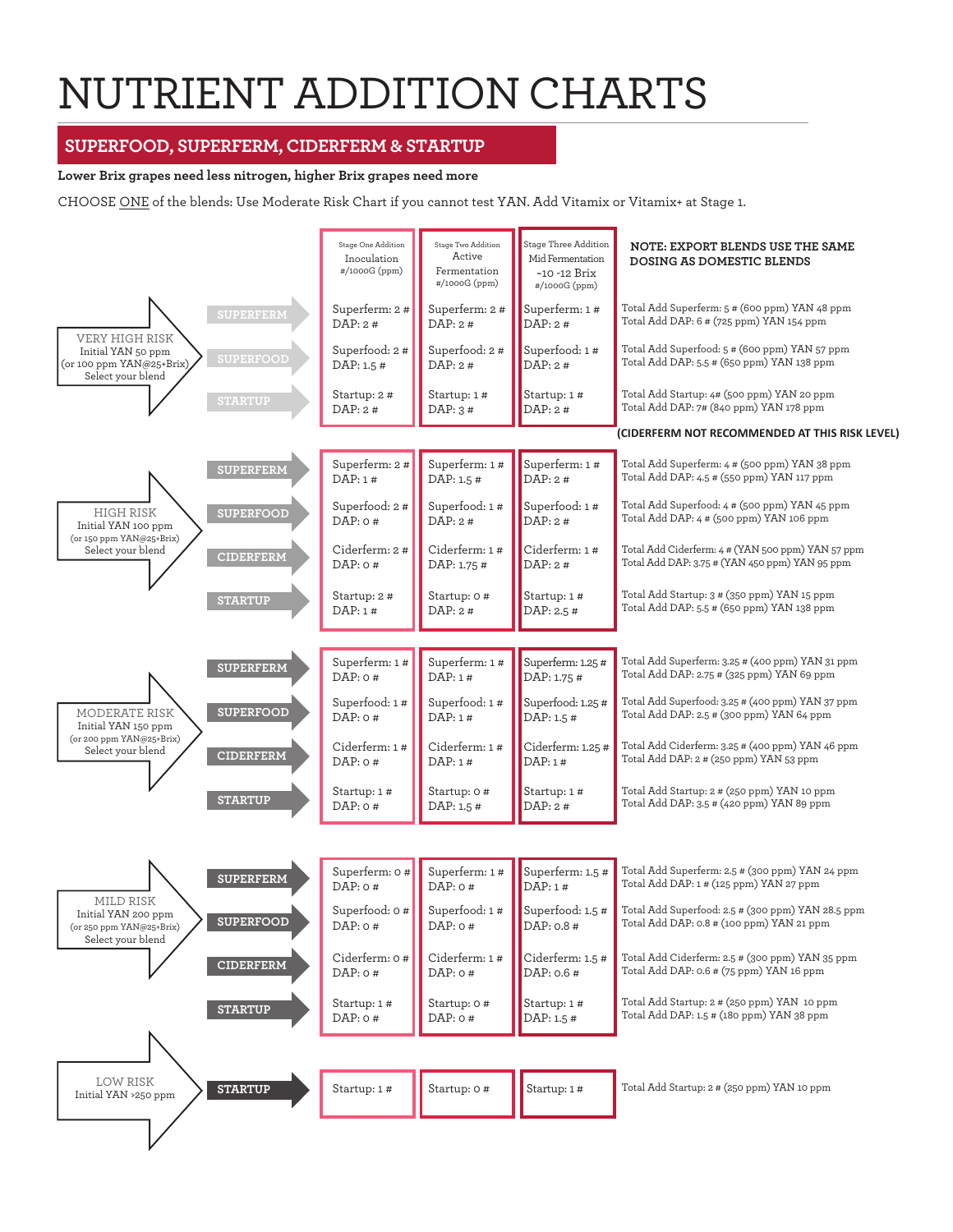# NUTRIENT ADDITION CHARTS

## SUPERFOOD, SUPERFERM, CIDERFERM & STARTUP

**Lower Brix grapes need less nitrogen, higher Brix grapes need more**

CHOOSE ONE of the blends: Use Moderate Risk Chart if you cannot test YAN. Add Vitamix or Vitamix+ at Stage 1.

**NOTE: EXPORT BLENDS USE THE SAME DOSING AS DOMESTIC BLENDS**

| Risk Level | Blend | Stage One Addition Inoculation #/1000G (ppm) | Stage Two Addition Active Fermentation #/1000G (ppm) | Stage Three Addition Mid Fermentation ~10 -12 Brix #/1000G (ppm) | Totals |
|---|---|---|---|---|---|
| VERY HIGH RISK Initial YAN 50 ppm (or 100 ppm YAN@25+Brix) Select your blend | SUPERFERM | Superferm: 2 # DAP: 2 # | Superferm: 2 # DAP: 2 # | Superferm: 1 # DAP: 2 # | Total Add Superferm: 5 # (600 ppm) YAN 48 ppm Total Add DAP: 6 # (725 ppm) YAN 154 ppm |
| | SUPERFOOD | Superfood: 2 # DAP: 1.5 # | Superfood: 2 # DAP: 2 # | Superfood: 1 # DAP: 2 # | Total Add Superfood: 5 # (600 ppm) YAN 57 ppm Total Add DAP: 5.5 # (650 ppm) YAN 138 ppm |
| | STARTUP | Startup: 2 # DAP: 2 # | Startup: 1 # DAP: 3 # | Startup: 1 # DAP: 2 # | Total Add Startup: 4# (500 ppm) YAN 20 ppm Total Add DAP: 7# (840 ppm) YAN 178 ppm |
| | | | | | **(CIDERFERM NOT RECOMMENDED AT THIS RISK LEVEL)** |
| HIGH RISK Initial YAN 100 ppm (or 150 ppm YAN@25+Brix) Select your blend | SUPERFERM | Superferm: 2 # DAP: 1 # | Superferm: 1 # DAP: 1.5 # | Superferm: 1 # DAP: 2 # | Total Add Superferm: 4 # (500 ppm) YAN 38 ppm Total Add DAP: 4.5 # (550 ppm) YAN 117 ppm |
| | SUPERFOOD | Superfood: 2 # DAP: 0 # | Superfood: 1 # DAP: 2 # | Superfood: 1 # DAP: 2 # | Total Add Superfood: 4 # (500 ppm) YAN 45 ppm Total Add DAP: 4 # (500 ppm) YAN 106 ppm |
| | CIDERFERM | Ciderferm: 2 # DAP: 0 # | Ciderferm: 1 # DAP: 1.75 # | Ciderferm: 1 # DAP: 2 # | Total Add Ciderferm: 4 # (YAN 500 ppm) YAN 57 ppm Total Add DAP: 3.75 # (YAN 450 ppm) YAN 95 ppm |
| | STARTUP | Startup: 2 # DAP: 1 # | Startup: 0 # DAP: 2 # | Startup: 1 # DAP: 2.5 # | Total Add Startup: 3 # (350 ppm) YAN 15 ppm Total Add DAP: 5.5 # (650 ppm) YAN 138 ppm |
| MODERATE RISK Initial YAN 150 ppm (or 200 ppm YAN@25+Brix) Select your blend | SUPERFERM | Superferm: 1 # DAP: 0 # | Superferm: 1 # DAP: 1 # | Superferm: 1.25 # DAP: 1.75 # | Total Add Superferm: 3.25 # (400 ppm) YAN 31 ppm Total Add DAP: 2.75 # (325 ppm) YAN 69 ppm |
| | SUPERFOOD | Superfood: 1 # DAP: 0 # | Superfood: 1 # DAP: 1 # | Superfood: 1.25 # DAP: 1.5 # | Total Add Superfood: 3.25 # (400 ppm) YAN 37 ppm Total Add DAP: 2.5 # (300 ppm) YAN 64 ppm |
| | CIDERFERM | Ciderferm: 1 # DAP: 0 # | Ciderferm: 1 # DAP: 1 # | Ciderferm: 1.25 # DAP: 1 # | Total Add Ciderferm: 3.25 # (400 ppm) YAN 46 ppm Total Add DAP: 2 # (250 ppm) YAN 53 ppm |
| | STARTUP | Startup: 1 # DAP: 0 # | Startup: 0 # DAP: 1.5 # | Startup: 1 # DAP: 2 # | Total Add Startup: 2 # (250 ppm) YAN 10 ppm Total Add DAP: 3.5 # (420 ppm) YAN 89 ppm |
| MILD RISK Initial YAN 200 ppm (or 250 ppm YAN@25+Brix) Select your blend | SUPERFERM | Superferm: 0 # DAP: 0 # | Superferm: 1 # DAP: 0 # | Superferm: 1.5 # DAP: 1 # | Total Add Superferm: 2.5 # (300 ppm) YAN 24 ppm Total Add DAP: 1 # (125 ppm) YAN 27 ppm |
| | SUPERFOOD | Superfood: 0 # DAP: 0 # | Superfood: 1 # DAP: 0 # | Superfood: 1.5 # DAP: 0.8 # | Total Add Superfood: 2.5 # (300 ppm) YAN 28.5 ppm Total Add DAP: 0.8 # (100 ppm) YAN 21 ppm |
| | CIDERFERM | Ciderferm: 0 # DAP: 0 # | Ciderferm: 1 # DAP: 0 # | Ciderferm: 1.5 # DAP: 0.6 # | Total Add Ciderferm: 2.5 # (300 ppm) YAN 35 ppm Total Add DAP: 0.6 # (75 ppm) YAN 16 ppm |
| | STARTUP | Startup: 1 # DAP: 0 # | Startup: 0 # DAP: 0 # | Startup: 1 # DAP: 1.5 # | Total Add Startup: 2 # (250 ppm) YAN 10 ppm Total Add DAP: 1.5 # (180 ppm) YAN 38 ppm |
| LOW RISK Initial YAN >250 ppm | STARTUP | Startup: 1 # | Startup: 0 # | Startup: 1 # | Total Add Startup: 2 # (250 ppm) YAN 10 ppm |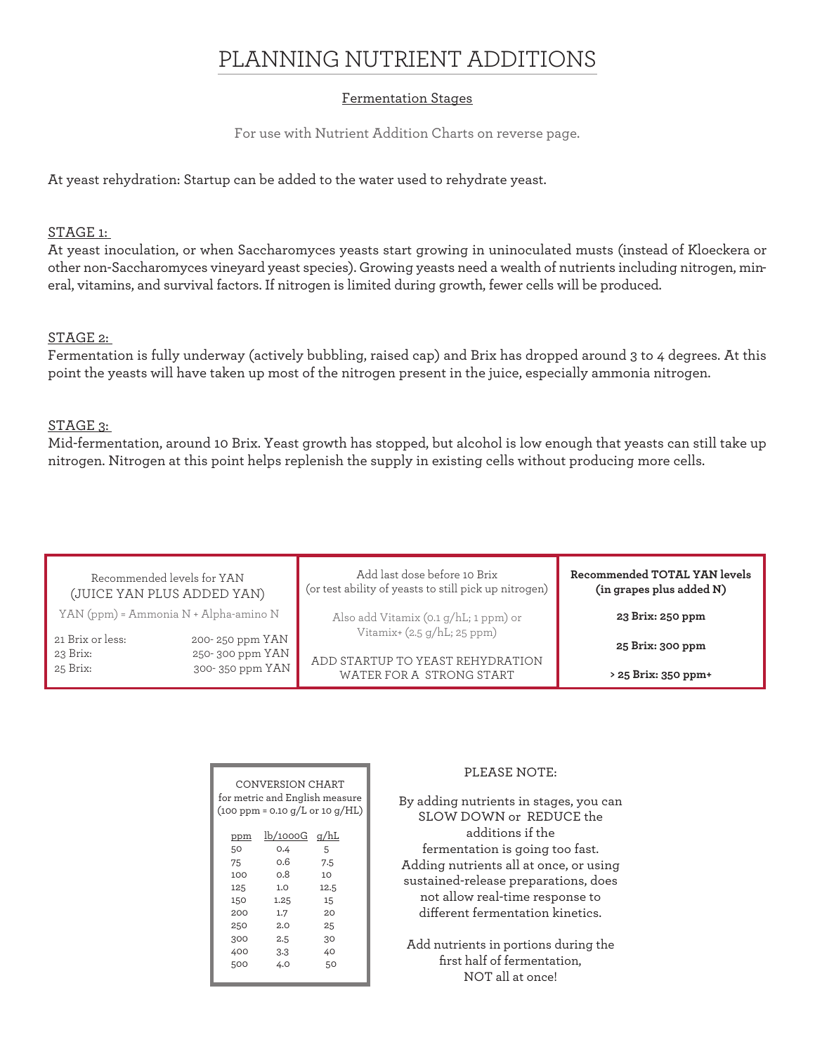# PLANNING NUTRIENT ADDITIONS

## Fermentation Stages

For use with Nutrient Addition Charts on reverse page.

At yeast rehydration: Startup can be added to the water used to rehydrate yeast.

### STAGE 1:

At yeast inoculation, or when Saccharomyces yeasts start growing in uninoculated musts (instead of Kloeckera or other non-Saccharomyces vineyard yeast species). Growing yeasts need a wealth of nutrients including nitrogen, mineral, vitamins, and survival factors. If nitrogen is limited during growth, fewer cells will be produced.

### STAGE 2:

Fermentation is fully underway (actively bubbling, raised cap) and Brix has dropped around 3 to 4 degrees. At this point the yeasts will have taken up most of the nitrogen present in the juice, especially ammonia nitrogen.

### STAGE 3:

Mid-fermentation, around 10 Brix. Yeast growth has stopped, but alcohol is low enough that yeasts can still take up nitrogen. Nitrogen at this point helps replenish the supply in existing cells without producing more cells.

Recommended levels for YAN
(JUICE YAN PLUS ADDED YAN)

YAN (ppm) = Ammonia N + Alpha-amino N

| | |
|---|---|
| 21 Brix or less: | 200- 250 ppm YAN |
| 23 Brix: | 250- 300 ppm YAN |
| 25 Brix: | 300- 350 ppm YAN |

Add last dose before 10 Brix
(or test ability of yeasts to still pick up nitrogen)

Also add Vitamix (0.1 g/hL; 1 ppm) or Vitamix+ (2.5 g/hL; 25 ppm)

ADD STARTUP TO YEAST REHYDRATION WATER FOR A STRONG START

**Recommended TOTAL YAN levels (in grapes plus added N)**

**23 Brix: 250 ppm**

**25 Brix: 300 ppm**

**> 25 Brix: 350 ppm+**

CONVERSION CHART
for metric and English measure
(100 ppm = 0.10 g/L or 10 g/HL)

| ppm | lb/1000G | g/hL |
|---|---|---|
| 50 | 0.4 | 5 |
| 75 | 0.6 | 7.5 |
| 100 | 0.8 | 10 |
| 125 | 1.0 | 12.5 |
| 150 | 1.25 | 15 |
| 200 | 1.7 | 20 |
| 250 | 2.0 | 25 |
| 300 | 2.5 | 30 |
| 400 | 3.3 | 40 |
| 500 | 4.0 | 50 |

PLEASE NOTE:

By adding nutrients in stages, you can SLOW DOWN or REDUCE the additions if the fermentation is going too fast. Adding nutrients all at once, or using sustained-release preparations, does not allow real-time response to different fermentation kinetics.

Add nutrients in portions during the first half of fermentation, NOT all at once!